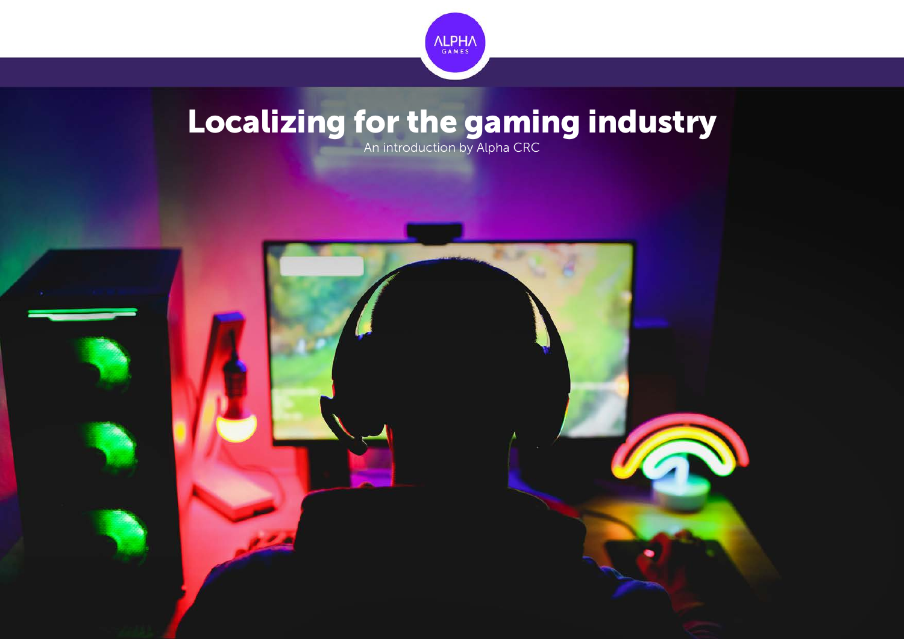ALPHA GAMES

# Localizing for the gaming industry

An introduction by Alpha CRC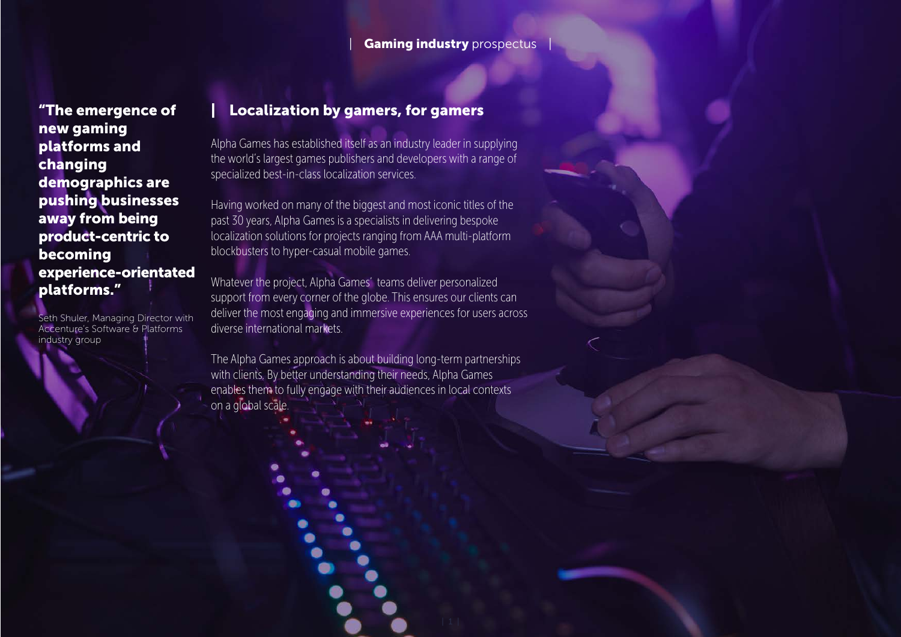**"The emergence of new gaming platforms and changing demographics are pushing businesses away from being product-centric to becoming experience-orientated platforms."**

Seth Shuler, Managing Director with Accenture's Software & Platforms industry group

## Localization by gamers, for gamers

Alpha Games has established itself as an industry leader in supplying the world's largest games publishers and developers with a range of specialized best-in-class localization services.

Having worked on many of the biggest and most iconic titles of the past 30 years, Alpha Games is a specialists in delivering bespoke localization solutions for projects ranging from AAA multi-platform blockbusters to hyper-casual mobile games.

Whatever the project, Alpha Games' teams deliver personalized support from every corner of the globe. This ensures our clients can deliver the most engaging and immersive experiences for users across diverse international markets.

The Alpha Games approach is about building long-term partnerships with clients. By better understanding their needs, Alpha Games enables them to fully engage with their audiences in local contexts on a global scale.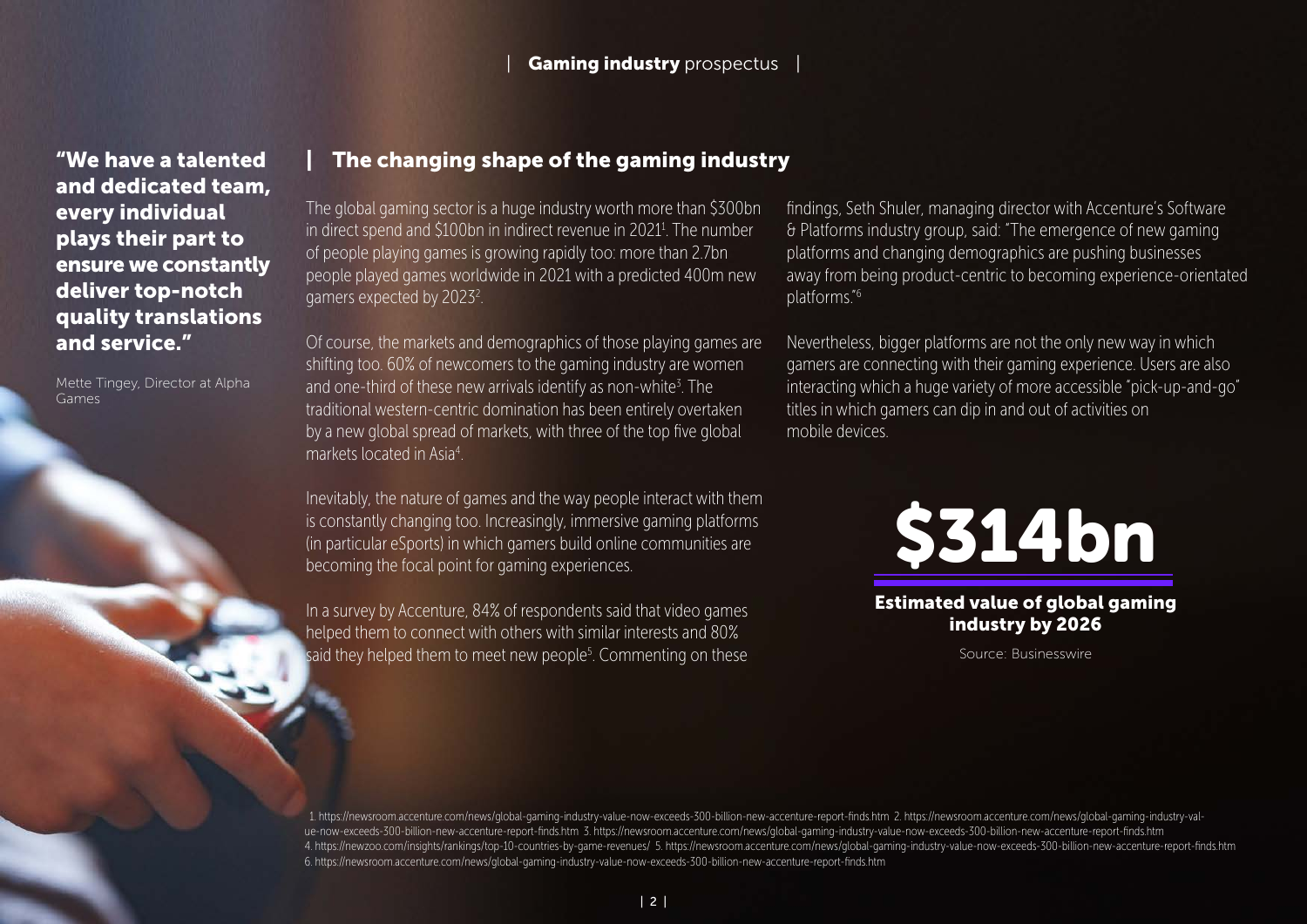"We have a talented and dedicated team, every individual plays their part to ensure we constantly deliver top-notch quality translations and service."

Mette Tingey, Director at Alpha Games

## The changing shape of the gaming industry

The global gaming sector is a huge industry worth more than $300bn in direct spend and $100bn in indirect revenue in 2021[1]. The number of people playing games is growing rapidly too: more than 2.7bn people played games worldwide in 2021 with a predicted 400m new gamers expected by 2023[2].

Of course, the markets and demographics of those playing games are shifting too. 60% of newcomers to the gaming industry are women and one-third of these new arrivals identify as non-white[3]. The traditional western-centric domination has been entirely overtaken by a new global spread of markets, with three of the top five global markets located in Asia[4].

Inevitably, the nature of games and the way people interact with them is constantly changing too. Increasingly, immersive gaming platforms (in particular eSports) in which gamers build online communities are becoming the focal point for gaming experiences.

In a survey by Accenture, 84% of respondents said that video games helped them to connect with others with similar interests and 80% said they helped them to meet new people[5]. Commenting on these findings, Seth Shuler, managing director with Accenture's Software & Platforms industry group, said: "The emergence of new gaming platforms and changing demographics are pushing businesses away from being product-centric to becoming experience-orientated platforms."[6]

Nevertheless, bigger platforms are not the only new way in which gamers are connecting with their gaming experience. Users are also interacting which a huge variety of more accessible "pick-up-and-go" titles in which gamers can dip in and out of activities on mobile devices.

**$314bn**

**Estimated value of global gaming industry by 2026**

Source: Businesswire

1. https://newsroom.accenture.com/news/global-gaming-industry-value-now-exceeds-300-billion-new-accenture-report-finds.htm 2. https://newsroom.accenture.com/news/global-gaming-industry-value-now-exceeds-300-billion-new-accenture-report-finds.htm 3. https://newsroom.accenture.com/news/global-gaming-industry-value-now-exceeds-300-billion-new-accenture-report-finds.htm
4. https://newzoo.com/insights/rankings/top-10-countries-by-game-revenues/ 5. https://newsroom.accenture.com/news/global-gaming-industry-value-now-exceeds-300-billion-new-accenture-report-finds.htm
6. https://newsroom.accenture.com/news/global-gaming-industry-value-now-exceeds-300-billion-new-accenture-report-finds.htm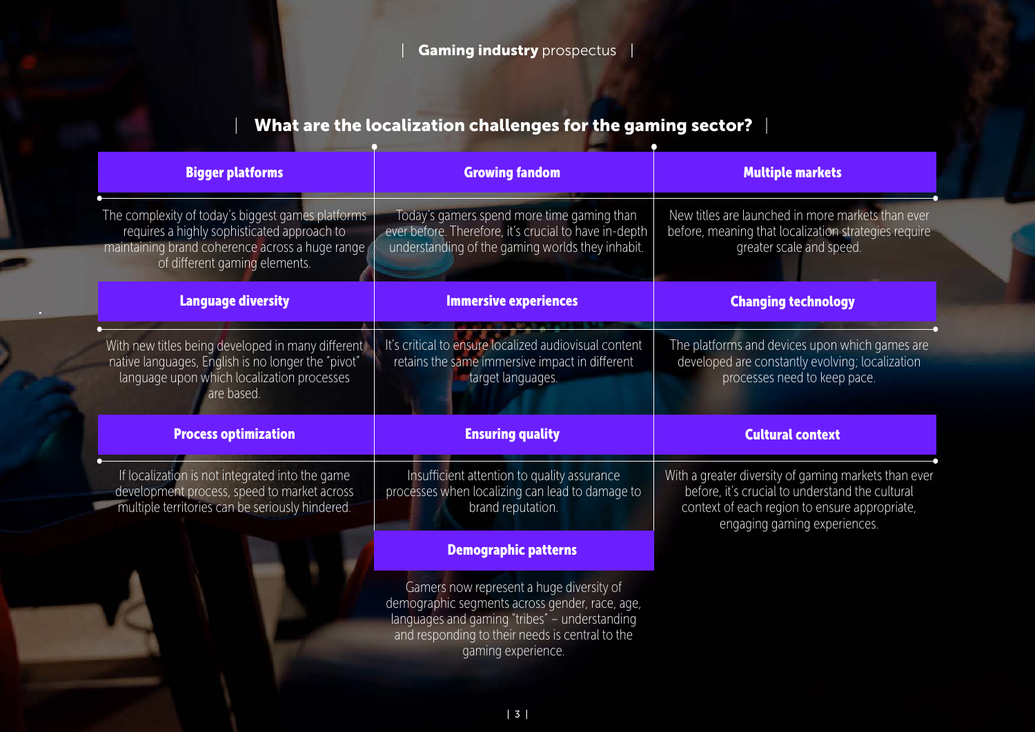## What are the localization challenges for the gaming sector?

### Bigger platforms

The complexity of today's biggest games platforms requires a highly sophisticated approach to maintaining brand coherence across a huge range of different gaming elements.

### Growing fandom

Today's gamers spend more time gaming than ever before. Therefore, it's crucial to have in-depth understanding of the gaming worlds they inhabit.

### Multiple markets

New titles are launched in more markets than ever before, meaning that localization strategies require greater scale and speed.

### Language diversity

With new titles being developed in many different native languages, English is no longer the "pivot" language upon which localization processes are based.

### Immersive experiences

It's critical to ensure localized audiovisual content retains the same immersive impact in different target languages.

### Changing technology

The platforms and devices upon which games are developed are constantly evolving; localization processes need to keep pace.

### Process optimization

If localization is not integrated into the game development process, speed to market across multiple territories can be seriously hindered.

### Ensuring quality

Insufficient attention to quality assurance processes when localizing can lead to damage to brand reputation.

### Cultural context

With a greater diversity of gaming markets than ever before, it's crucial to understand the cultural context of each region to ensure appropriate, engaging gaming experiences.

### Demographic patterns

Gamers now represent a huge diversity of demographic segments across gender, race, age, languages and gaming "tribes" – understanding and responding to their needs is central to the gaming experience.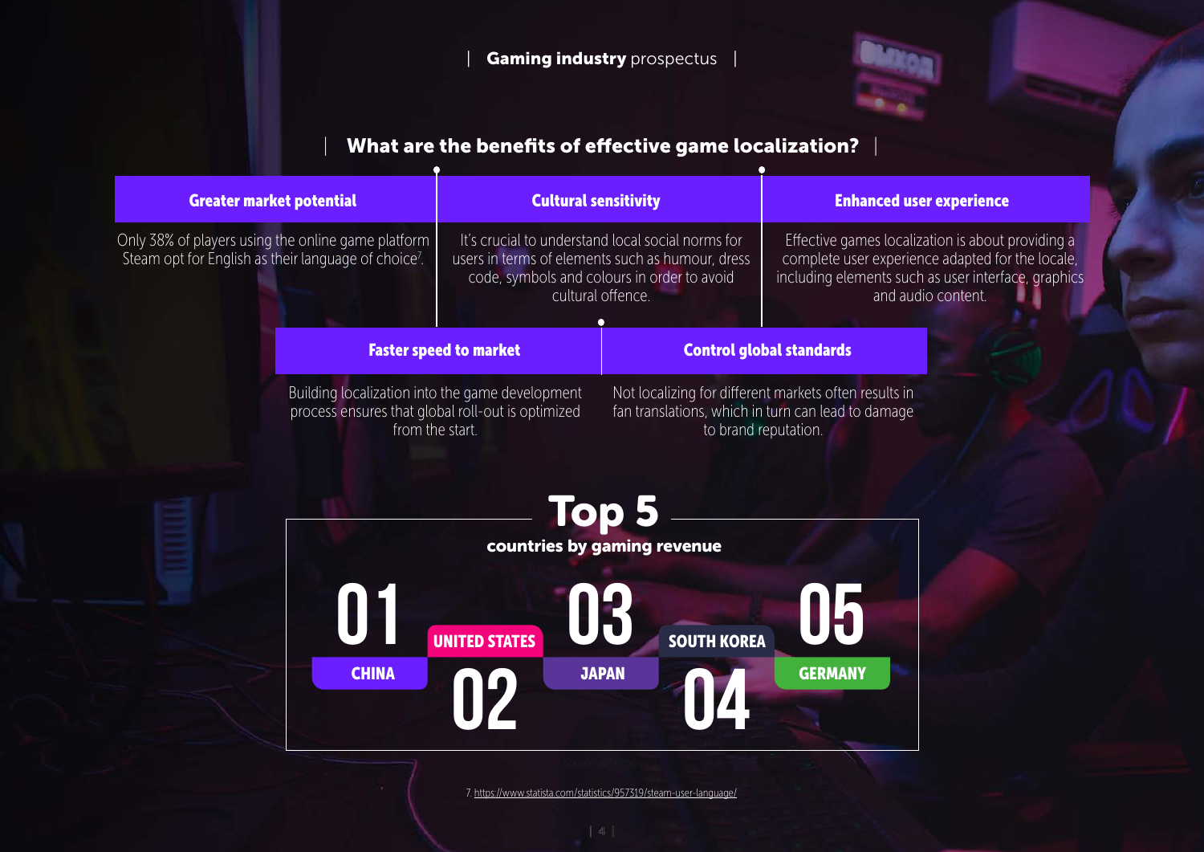## What are the benefits of effective game localization?

### Greater market potential

Only 38% of players using the online game platform Steam opt for English as their language of choice[7].

### Cultural sensitivity

It's crucial to understand local social norms for users in terms of elements such as humour, dress code, symbols and colours in order to avoid cultural offence.

### Enhanced user experience

Effective games localization is about providing a complete user experience adapted for the locale, including elements such as user interface, graphics and audio content.

### Faster speed to market

Building localization into the game development process ensures that global roll-out is optimized from the start.

### Control global standards

Not localizing for different markets often results in fan translations, which in turn can lead to damage to brand reputation.

## Top 5 countries by gaming revenue

01 CHINA

02 UNITED STATES

03 JAPAN

04 SOUTH KOREA

05 GERMANY

7. https://www.statista.com/statistics/957319/steam-user-language/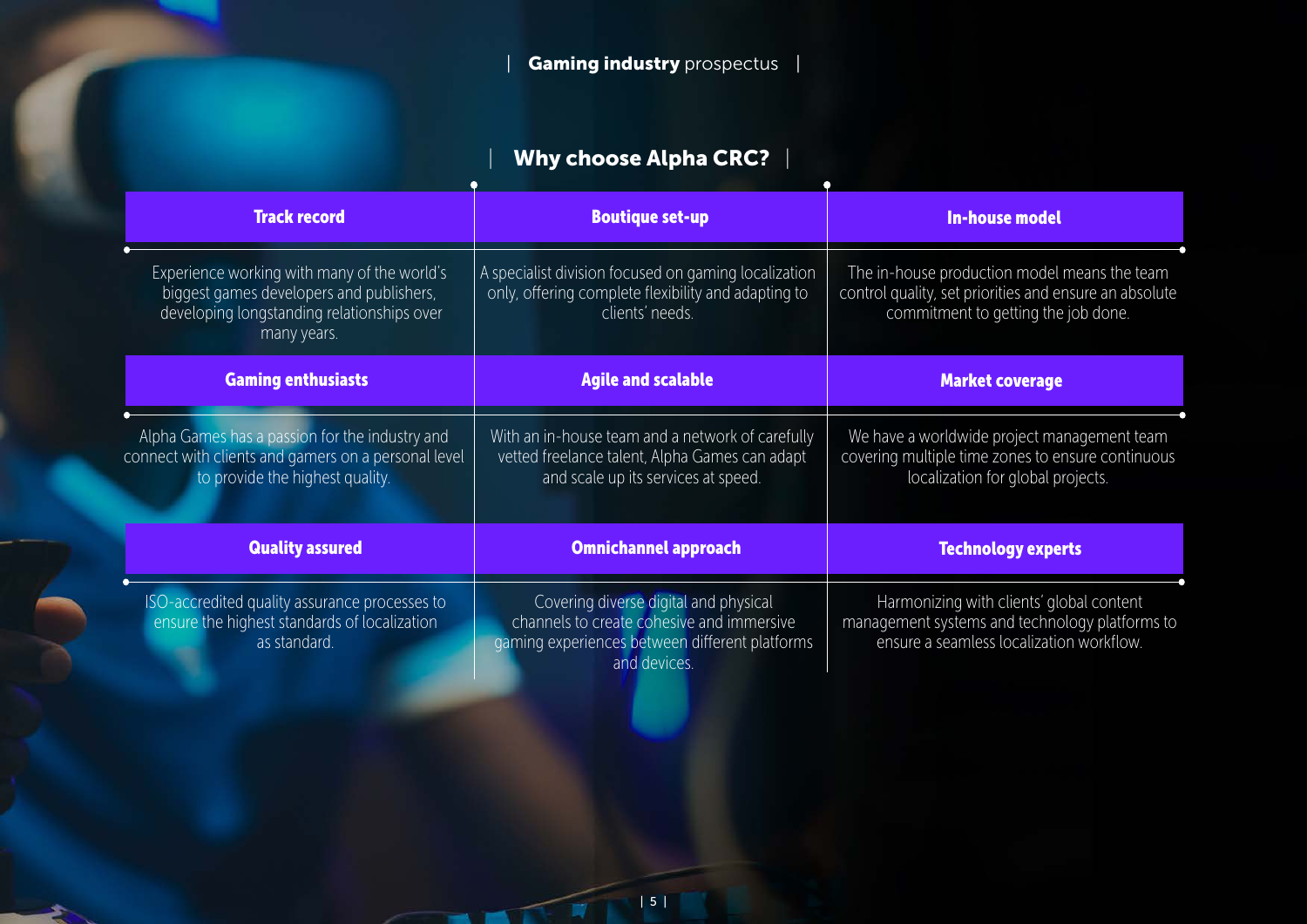## Why choose Alpha CRC?

| Track record | Boutique set-up | In-house model |
| --- | --- | --- |
| Experience working with many of the world's biggest games developers and publishers, developing longstanding relationships over many years. | A specialist division focused on gaming localization only, offering complete flexibility and adapting to clients' needs. | The in-house production model means the team control quality, set priorities and ensure an absolute commitment to getting the job done. |
| **Gaming enthusiasts** | **Agile and scalable** | **Market coverage** |
| Alpha Games has a passion for the industry and connect with clients and gamers on a personal level to provide the highest quality. | With an in-house team and a network of carefully vetted freelance talent, Alpha Games can adapt and scale up its services at speed. | We have a worldwide project management team covering multiple time zones to ensure continuous localization for global projects. |
| **Quality assured** | **Omnichannel approach** | **Technology experts** |
| ISO-accredited quality assurance processes to ensure the highest standards of localization as standard. | Covering diverse digital and physical channels to create cohesive and immersive gaming experiences between different platforms and devices. | Harmonizing with clients' global content management systems and technology platforms to ensure a seamless localization workflow. |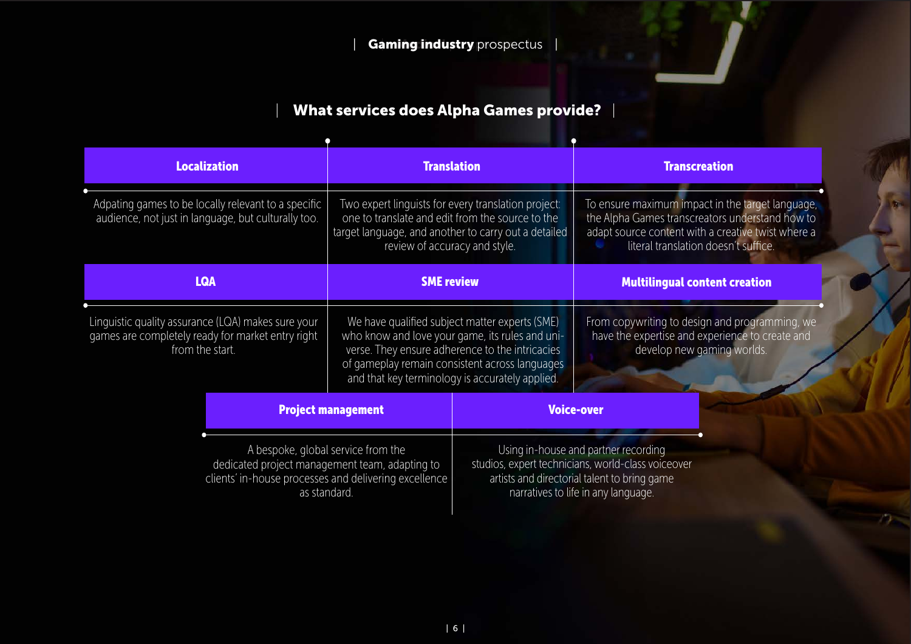## What services does Alpha Games provide?

| Localization | Translation | Transcreation |
|---|---|---|
| Adpating games to be locally relevant to a specific audience, not just in language, but culturally too. | Two expert linguists for every translation project: one to translate and edit from the source to the target language, and another to carry out a detailed review of accuracy and style. | To ensure maximum impact in the target language, the Alpha Games transcreators understand how to adapt source content with a creative twist where a literal translation doesn't suffice. |
| **LQA** | **SME review** | **Multilingual content creation** |
| Linguistic quality assurance (LQA) makes sure your games are completely ready for market entry right from the start. | We have qualified subject matter experts (SME) who know and love your game, its rules and universe. They ensure adherence to the intricacies of gameplay remain consistent across languages and that key terminology is accurately applied. | From copywriting to design and programming, we have the expertise and experience to create and develop new gaming worlds. |

| Project management | Voice-over |
|---|---|
| A bespoke, global service from the dedicated project management team, adapting to clients' in-house processes and delivering excellence as standard. | Using in-house and partner recording studios, expert technicians, world-class voiceover artists and directorial talent to bring game narratives to life in any language. |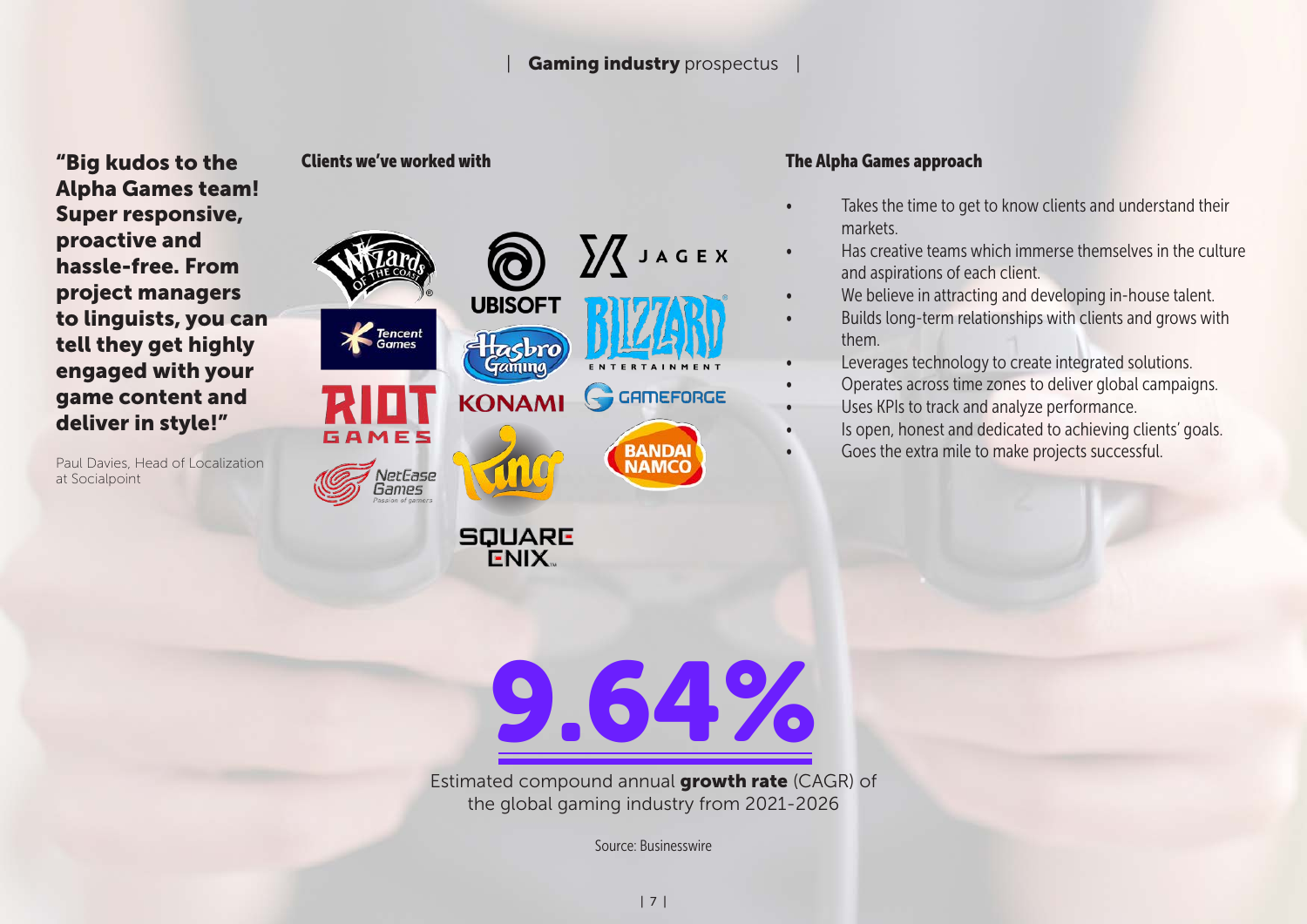**"Big kudos to the Alpha Games team! Super responsive, proactive and hassle-free. From project managers to linguists, you can tell they get highly engaged with your game content and deliver in style!"**

Paul Davies, Head of Localization at Socialpoint

### Clients we've worked with

Wizards of the Coast, Ubisoft, Jagex, Tencent Games, Hasbro Gaming, Blizzard Entertainment, Riot Games, Konami, Gameforge, NetEase Games, King, Bandai Namco, Square Enix

### The Alpha Games approach

- Takes the time to get to know clients and understand their markets.
- Has creative teams which immerse themselves in the culture and aspirations of each client.
- We believe in attracting and developing in-house talent.
- Builds long-term relationships with clients and grows with them.
- Leverages technology to create integrated solutions.
- Operates across time zones to deliver global campaigns.
- Uses KPIs to track and analyze performance.
- Is open, honest and dedicated to achieving clients' goals.
- Goes the extra mile to make projects successful.

# 9.64%

Estimated compound annual **growth rate** (CAGR) of the global gaming industry from 2021-2026

Source: Businesswire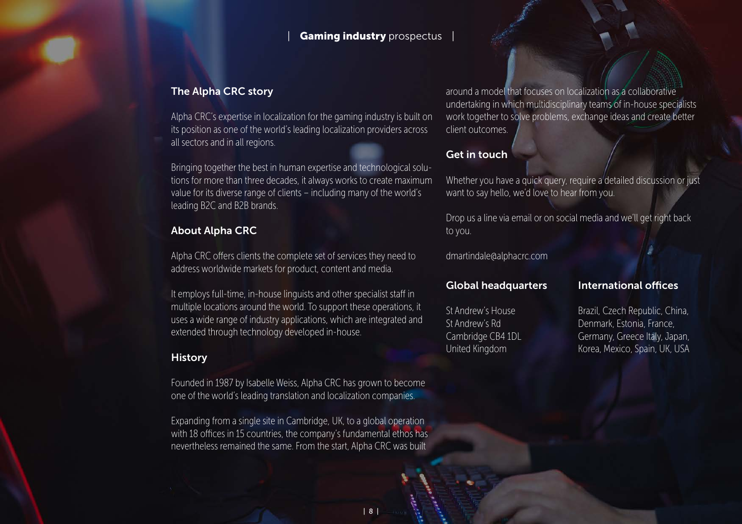## The Alpha CRC story

Alpha CRC's expertise in localization for the gaming industry is built on its position as one of the world's leading localization providers across all sectors and in all regions.

Bringing together the best in human expertise and technological solutions for more than three decades, it always works to create maximum value for its diverse range of clients – including many of the world's leading B2C and B2B brands.

## About Alpha CRC

Alpha CRC offers clients the complete set of services they need to address worldwide markets for product, content and media.

It employs full-time, in-house linguists and other specialist staff in multiple locations around the world. To support these operations, it uses a wide range of industry applications, which are integrated and extended through technology developed in-house.

## History

Founded in 1987 by Isabelle Weiss, Alpha CRC has grown to become one of the world's leading translation and localization companies.

Expanding from a single site in Cambridge, UK, to a global operation with 18 offices in 15 countries, the company's fundamental ethos has nevertheless remained the same. From the start, Alpha CRC was built around a model that focuses on localization as a collaborative undertaking in which multidisciplinary teams of in-house specialists work together to solve problems, exchange ideas and create better client outcomes.

## Get in touch

Whether you have a quick query, require a detailed discussion or just want to say hello, we'd love to hear from you.

Drop us a line via email or on social media and we'll get right back to you.

dmartindale@alphacrc.com

## Global headquarters

St Andrew's House
St Andrew's Rd
Cambridge CB4 1DL
United Kingdom

## International offices

Brazil, Czech Republic, China, Denmark, Estonia, France, Germany, Greece Italy, Japan, Korea, Mexico, Spain, UK, USA